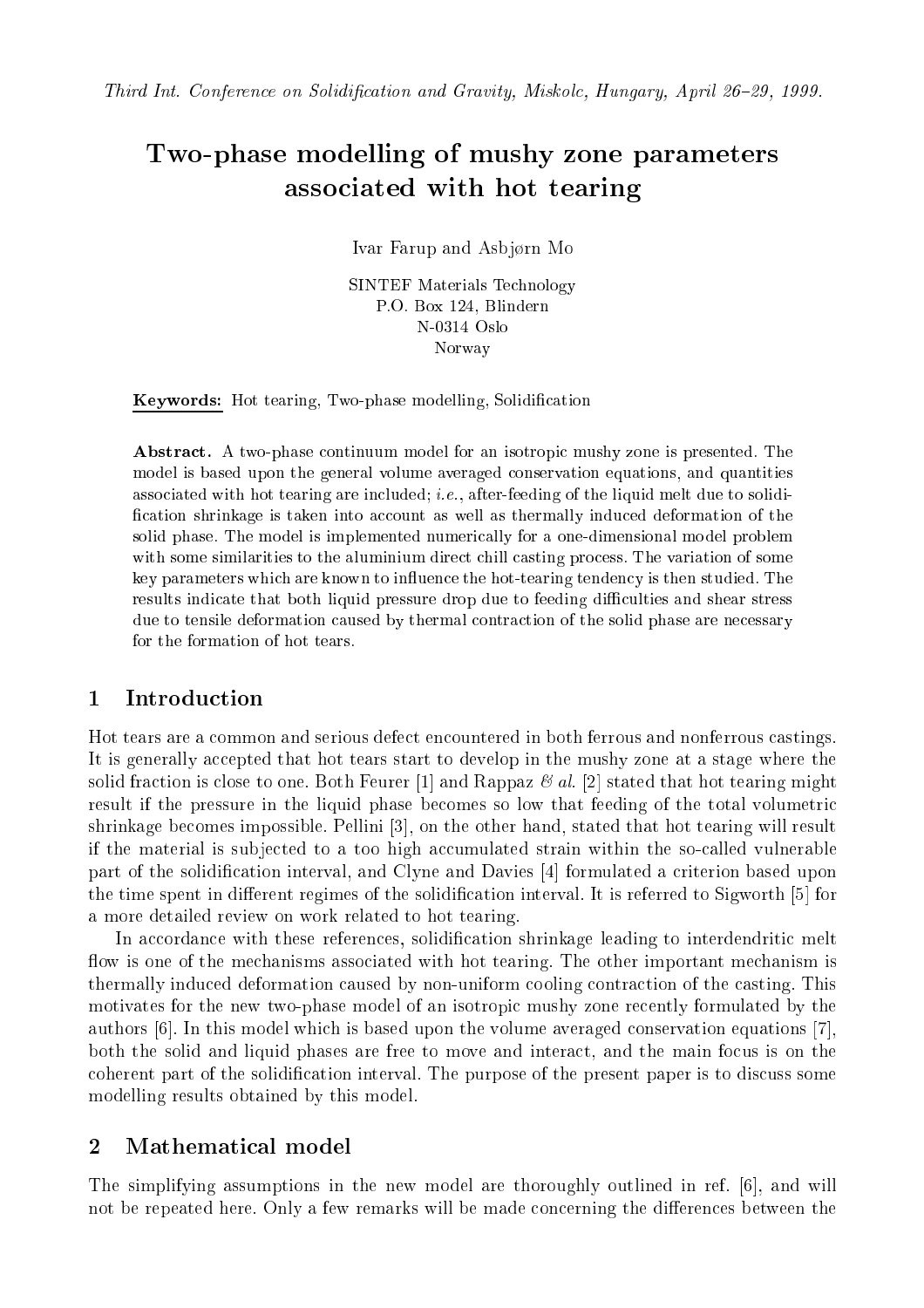*Third Int. Conference on Solidification and Gravity, Miskolc, Hungary, April 26–29, 1999.*

# Two-phase modelling of mushy zone parameters associated with hot tearing

Ivar Farup and Asbjørn Mo

SINTEF Materials Technology
P.O. Box 124, Blindern
N-0314 Oslo
Norway

**Keywords:** Hot tearing, Two-phase modelling, Solidification

**Abstract.** A two-phase continuum model for an isotropic mushy zone is presented. The model is based upon the general volume averaged conservation equations, and quantities associated with hot tearing are included; *i.e.*, after-feeding of the liquid melt due to solidification shrinkage is taken into account as well as thermally induced deformation of the solid phase. The model is implemented numerically for a one-dimensional model problem with some similarities to the aluminium direct chill casting process. The variation of some key parameters which are known to influence the hot-tearing tendency is then studied. The results indicate that both liquid pressure drop due to feeding difficulties and shear stress due to tensile deformation caused by thermal contraction of the solid phase are necessary for the formation of hot tears.

## 1 Introduction

Hot tears are a common and serious defect encountered in both ferrous and nonferrous castings. It is generally accepted that hot tears start to develop in the mushy zone at a stage where the solid fraction is close to one. Both Feurer [1] and Rappaz *& al.* [2] stated that hot tearing might result if the pressure in the liquid phase becomes so low that feeding of the total volumetric shrinkage becomes impossible. Pellini [3], on the other hand, stated that hot tearing will result if the material is subjected to a too high accumulated strain within the so-called vulnerable part of the solidification interval, and Clyne and Davies [4] formulated a criterion based upon the time spent in different regimes of the solidification interval. It is referred to Sigworth [5] for a more detailed review on work related to hot tearing.

In accordance with these references, solidification shrinkage leading to interdendritic melt flow is one of the mechanisms associated with hot tearing. The other important mechanism is thermally induced deformation caused by non-uniform cooling contraction of the casting. This motivates for the new two-phase model of an isotropic mushy zone recently formulated by the authors [6]. In this model which is based upon the volume averaged conservation equations [7], both the solid and liquid phases are free to move and interact, and the main focus is on the coherent part of the solidification interval. The purpose of the present paper is to discuss some modelling results obtained by this model.

## 2 Mathematical model

The simplifying assumptions in the new model are thoroughly outlined in ref. [6], and will not be repeated here. Only a few remarks will be made concerning the differences between the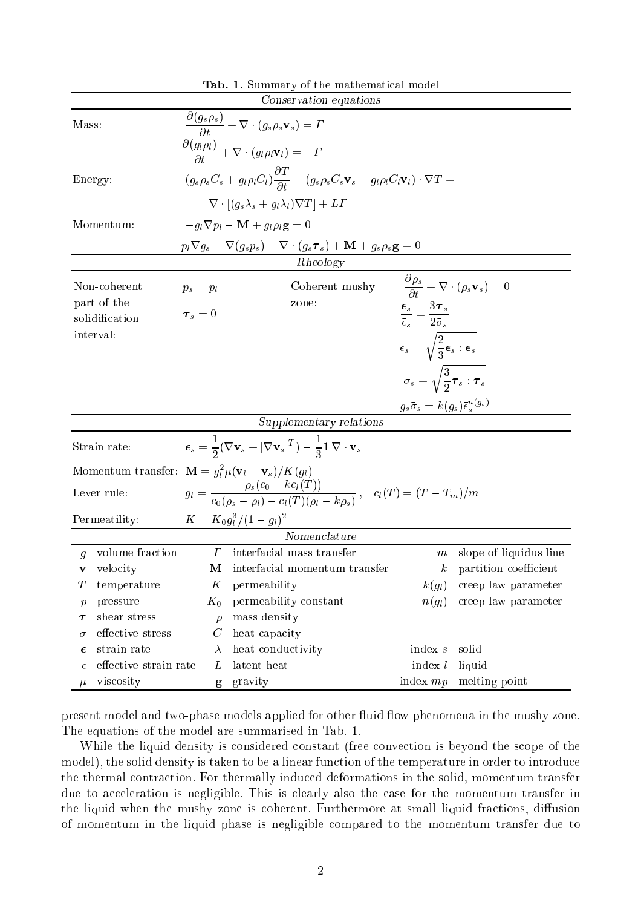**Tab. 1.** Summary of the mathematical model

*Conservation equations*

| | |
|---|---|
| Mass: | $\dfrac{\partial(g_s\rho_s)}{\partial t} + \nabla\cdot(g_s\rho_s\mathbf{v}_s) = \Gamma$ |
| | $\dfrac{\partial(g_l\rho_l)}{\partial t} + \nabla\cdot(g_l\rho_l\mathbf{v}_l) = -\Gamma$ |
| Energy: | $(g_s\rho_s C_s + g_l\rho_l C_l)\dfrac{\partial T}{\partial t} + (g_s\rho_s C_s\mathbf{v}_s + g_l\rho_l C_l\mathbf{v}_l)\cdot\nabla T =$ |
| | $\nabla\cdot[(g_s\lambda_s + g_l\lambda_l)\nabla T] + L\Gamma$ |
| Momentum: | $-g_l\nabla p_l - \mathbf{M} + g_l\rho_l\mathbf{g} = 0$ |
| | $p_l\nabla g_s - \nabla(g_s p_s) + \nabla\cdot(g_s\boldsymbol{\tau}_s) + \mathbf{M} + g_s\rho_s\mathbf{g} = 0$ |

*Rheology*

| | | | |
|---|---|---|---|
| Non-coherent part of the solidification interval: | $p_s = p_l$ | Coherent mushy zone: | $\dfrac{\partial\rho_s}{\partial t} + \nabla\cdot(\rho_s\mathbf{v}_s) = 0$ |
| | $\boldsymbol{\tau}_s = 0$ | | $\dfrac{\boldsymbol{\epsilon}_s}{\bar{\epsilon}_s} = \dfrac{3\boldsymbol{\tau}_s}{2\bar{\sigma}_s}$ |
| | | | $\bar{\epsilon}_s = \sqrt{\dfrac{2}{3}\boldsymbol{\epsilon}_s : \boldsymbol{\epsilon}_s}$ |
| | | | $\bar{\sigma}_s = \sqrt{\dfrac{3}{2}\boldsymbol{\tau}_s : \boldsymbol{\tau}_s}$ |
| | | | $g_s\bar{\sigma}_s = k(g_s)\bar{\epsilon}_s^{n(g_s)}$ |

*Supplementary relations*

| | |
|---|---|
| Strain rate: | $\boldsymbol{\epsilon}_s = \dfrac{1}{2}(\nabla\mathbf{v}_s + [\nabla\mathbf{v}_s]^T) - \dfrac{1}{3}\mathbf{1}\,\nabla\cdot\mathbf{v}_s$ |
| Momentum transfer: | $\mathbf{M} = g_l^2\mu(\mathbf{v}_l - \mathbf{v}_s)/K(g_l)$ |
| Lever rule: | $g_l = \dfrac{\rho_s(c_0 - kc_l(T))}{c_0(\rho_s - \rho_l) - c_l(T)(\rho_l - k\rho_s)},\quad c_l(T) = (T - T_m)/m$ |
| Permeatility: | $K = K_0 g_l^3/(1-g_l)^2$ |

*Nomenclature*

| | | | | | |
|---|---|---|---|---|---|
| $g$ | volume fraction | $\Gamma$ | interfacial mass transfer | $m$ | slope of liquidus line |
| $\mathbf{v}$ | velocity | $\mathbf{M}$ | interfacial momentum transfer | $k$ | partition coefficient |
| $T$ | temperature | $K$ | permeability | $k(g_l)$ | creep law parameter |
| $p$ | pressure | $K_0$ | permeability constant | $n(g_l)$ | creep law parameter |
| $\boldsymbol{\tau}$ | shear stress | $\rho$ | mass density | | |
| $\bar{\sigma}$ | effective stress | $C$ | heat capacity | | |
| $\boldsymbol{\epsilon}$ | strain rate | $\lambda$ | heat conductivity | index $s$ | solid |
| $\bar{\epsilon}$ | effective strain rate | $L$ | latent heat | index $l$ | liquid |
| $\mu$ | viscosity | $\mathbf{g}$ | gravity | index $mp$ | melting point |

present model and two-phase models applied for other fluid flow phenomena in the mushy zone. The equations of the model are summarised in Tab. 1.

While the liquid density is considered constant (free convection is beyond the scope of the model), the solid density is taken to be a linear function of the temperature in order to introduce the thermal contraction. For thermally induced deformations in the solid, momentum transfer due to acceleration is negligible. This is clearly also the case for the momentum transfer in the liquid when the mushy zone is coherent. Furthermore at small liquid fractions, diffusion of momentum in the liquid phase is negligible compared to the momentum transfer due to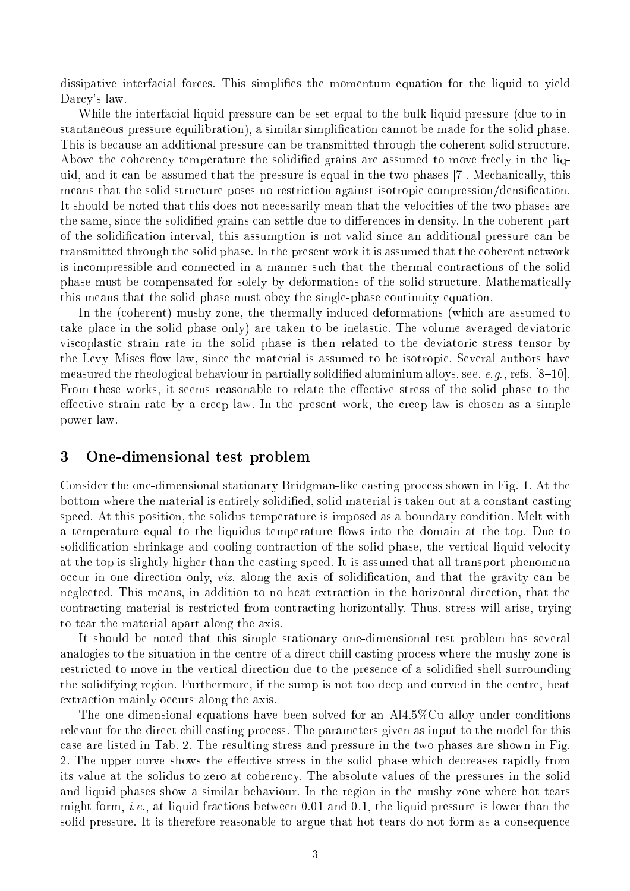dissipative interfacial forces. This simplifies the momentum equation for the liquid to yield Darcy's law.

While the interfacial liquid pressure can be set equal to the bulk liquid pressure (due to instantaneous pressure equilibration), a similar simplification cannot be made for the solid phase. This is because an additional pressure can be transmitted through the coherent solid structure. Above the coherency temperature the solidified grains are assumed to move freely in the liquid, and it can be assumed that the pressure is equal in the two phases [7]. Mechanically, this means that the solid structure poses no restriction against isotropic compression/densification. It should be noted that this does not necessarily mean that the velocities of the two phases are the same, since the solidified grains can settle due to differences in density. In the coherent part of the solidification interval, this assumption is not valid since an additional pressure can be transmitted through the solid phase. In the present work it is assumed that the coherent network is incompressible and connected in a manner such that the thermal contractions of the solid phase must be compensated for solely by deformations of the solid structure. Mathematically this means that the solid phase must obey the single-phase continuity equation.

In the (coherent) mushy zone, the thermally induced deformations (which are assumed to take place in the solid phase only) are taken to be inelastic. The volume averaged deviatoric viscoplastic strain rate in the solid phase is then related to the deviatoric stress tensor by the Levy–Mises flow law, since the material is assumed to be isotropic. Several authors have measured the rheological behaviour in partially solidified aluminium alloys, see, *e.g.*, refs. [8–10]. From these works, it seems reasonable to relate the effective stress of the solid phase to the effective strain rate by a creep law. In the present work, the creep law is chosen as a simple power law.

## 3 One-dimensional test problem

Consider the one-dimensional stationary Bridgman-like casting process shown in Fig. 1. At the bottom where the material is entirely solidified, solid material is taken out at a constant casting speed. At this position, the solidus temperature is imposed as a boundary condition. Melt with a temperature equal to the liquidus temperature flows into the domain at the top. Due to solidification shrinkage and cooling contraction of the solid phase, the vertical liquid velocity at the top is slightly higher than the casting speed. It is assumed that all transport phenomena occur in one direction only, *viz.* along the axis of solidification, and that the gravity can be neglected. This means, in addition to no heat extraction in the horizontal direction, that the contracting material is restricted from contracting horizontally. Thus, stress will arise, trying to tear the material apart along the axis.

It should be noted that this simple stationary one-dimensional test problem has several analogies to the situation in the centre of a direct chill casting process where the mushy zone is restricted to move in the vertical direction due to the presence of a solidified shell surrounding the solidifying region. Furthermore, if the sump is not too deep and curved in the centre, heat extraction mainly occurs along the axis.

The one-dimensional equations have been solved for an Al4.5%Cu alloy under conditions relevant for the direct chill casting process. The parameters given as input to the model for this case are listed in Tab. 2. The resulting stress and pressure in the two phases are shown in Fig. 2. The upper curve shows the effective stress in the solid phase which decreases rapidly from its value at the solidus to zero at coherency. The absolute values of the pressures in the solid and liquid phases show a similar behaviour. In the region in the mushy zone where hot tears might form, *i.e.*, at liquid fractions between 0.01 and 0.1, the liquid pressure is lower than the solid pressure. It is therefore reasonable to argue that hot tears do not form as a consequence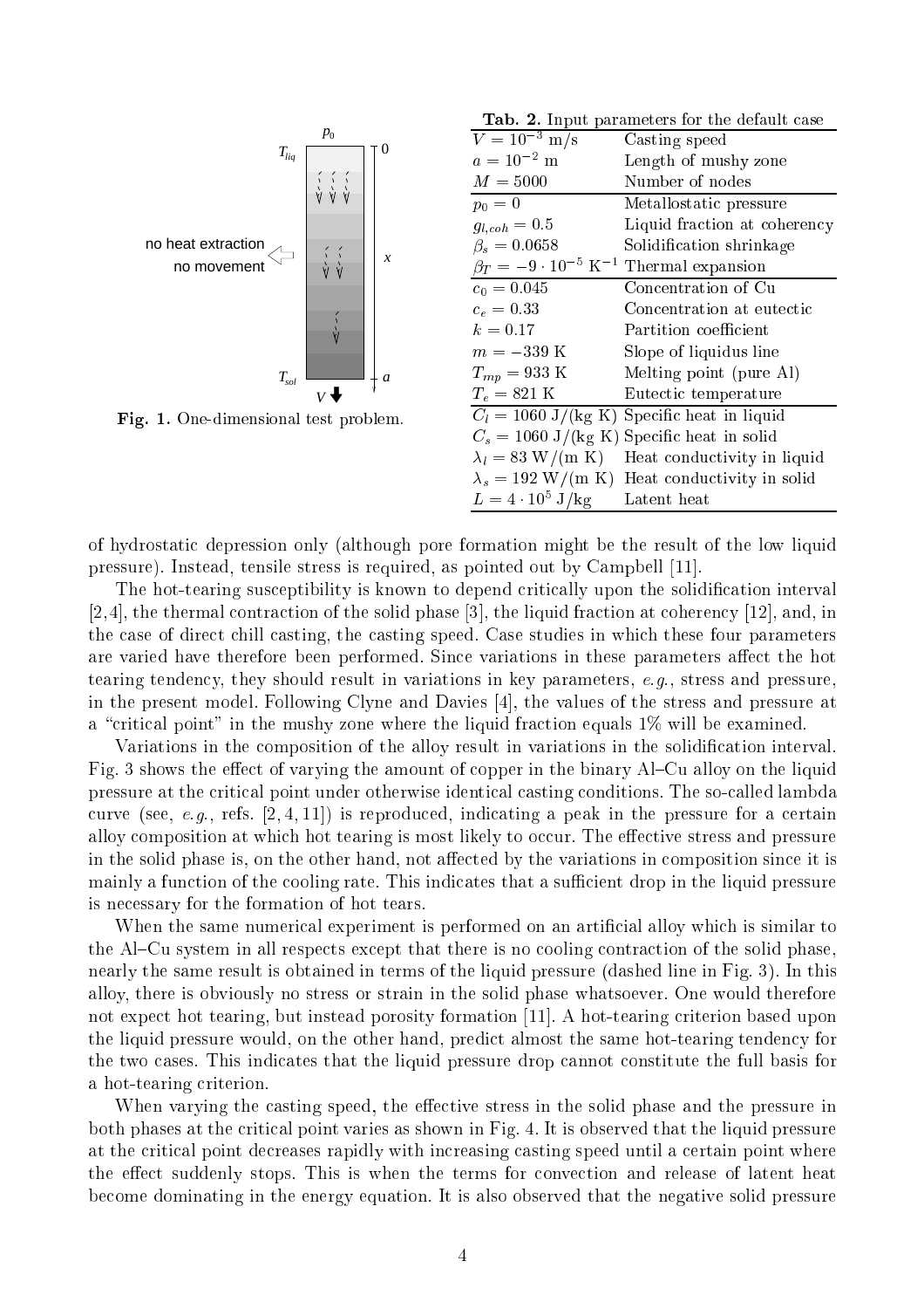| Tab. 2. Input parameters for the default case | |
|---|---|
| $V = 10^{-3}$ m/s | Casting speed |
| $a = 10^{-2}$ m | Length of mushy zone |
| $M = 5000$ | Number of nodes |
| $p_0 = 0$ | Metallostatic pressure |
| $g_{l,coh} = 0.5$ | Liquid fraction at coherency |
| $\beta_s = 0.0658$ | Solidification shrinkage |
| $\beta_T = -9 \cdot 10^{-5}$ K$^{-1}$ | Thermal expansion |
| $c_0 = 0.045$ | Concentration of Cu |
| $c_e = 0.33$ | Concentration at eutectic |
| $k = 0.17$ | Partition coefficient |
| $m = -339$ K | Slope of liquidus line |
| $T_{mp} = 933$ K | Melting point (pure Al) |
| $T_e = 821$ K | Eutectic temperature |
| $C_l = 1060$ J/(kg K) | Specific heat in liquid |
| $C_s = 1060$ J/(kg K) | Specific heat in solid |
| $\lambda_l = 83$ W/(m K) | Heat conductivity in liquid |
| $\lambda_s = 192$ W/(m K) | Heat conductivity in solid |
| $L = 4 \cdot 10^5$ J/kg | Latent heat |

**Fig. 1.** One-dimensional test problem.

of hydrostatic depression only (although pore formation might be the result of the low liquid pressure). Instead, tensile stress is required, as pointed out by Campbell [11].

The hot-tearing susceptibility is known to depend critically upon the solidification interval [2,4], the thermal contraction of the solid phase [3], the liquid fraction at coherency [12], and, in the case of direct chill casting, the casting speed. Case studies in which these four parameters are varied have therefore been performed. Since variations in these parameters affect the hot tearing tendency, they should result in variations in key parameters, *e.g.*, stress and pressure, in the present model. Following Clyne and Davies [4], the values of the stress and pressure at a "critical point" in the mushy zone where the liquid fraction equals 1% will be examined.

Variations in the composition of the alloy result in variations in the solidification interval. Fig. 3 shows the effect of varying the amount of copper in the binary Al–Cu alloy on the liquid pressure at the critical point under otherwise identical casting conditions. The so-called lambda curve (see, *e.g.*, refs. [2,4,11]) is reproduced, indicating a peak in the pressure for a certain alloy composition at which hot tearing is most likely to occur. The effective stress and pressure in the solid phase is, on the other hand, not affected by the variations in composition since it is mainly a function of the cooling rate. This indicates that a sufficient drop in the liquid pressure is necessary for the formation of hot tears.

When the same numerical experiment is performed on an artificial alloy which is similar to the Al–Cu system in all respects except that there is no cooling contraction of the solid phase, nearly the same result is obtained in terms of the liquid pressure (dashed line in Fig. 3). In this alloy, there is obviously no stress or strain in the solid phase whatsoever. One would therefore not expect hot tearing, but instead porosity formation [11]. A hot-tearing criterion based upon the liquid pressure would, on the other hand, predict almost the same hot-tearing tendency for the two cases. This indicates that the liquid pressure drop cannot constitute the full basis for a hot-tearing criterion.

When varying the casting speed, the effective stress in the solid phase and the pressure in both phases at the critical point varies as shown in Fig. 4. It is observed that the liquid pressure at the critical point decreases rapidly with increasing casting speed until a certain point where the effect suddenly stops. This is when the terms for convection and release of latent heat become dominating in the energy equation. It is also observed that the negative solid pressure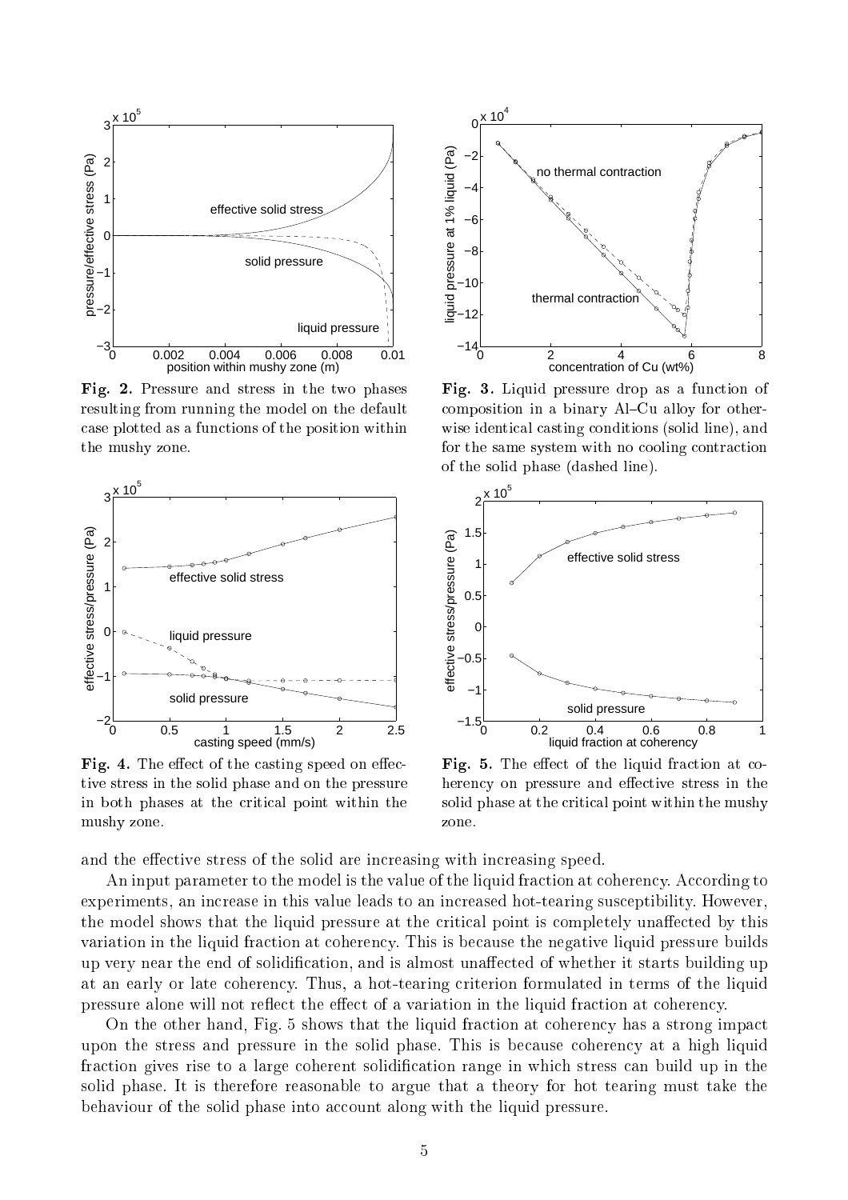**Fig. 2.** Pressure and stress in the two phases resulting from running the model on the default case plotted as a functions of the position within the mushy zone.

**Fig. 3.** Liquid pressure drop as a function of composition in a binary Al–Cu alloy for otherwise identical casting conditions (solid line), and for the same system with no cooling contraction of the solid phase (dashed line).

**Fig. 4.** The effect of the casting speed on effective stress in the solid phase and on the pressure in both phases at the critical point within the mushy zone.

**Fig. 5.** The effect of the liquid fraction at coherency on pressure and effective stress in the solid phase at the critical point within the mushy zone.

and the effective stress of the solid are increasing with increasing speed.

An input parameter to the model is the value of the liquid fraction at coherency. According to experiments, an increase in this value leads to an increased hot-tearing susceptibility. However, the model shows that the liquid pressure at the critical point is completely unaffected by this variation in the liquid fraction at coherency. This is because the negative liquid pressure builds up very near the end of solidification, and is almost unaffected of whether it starts building up at an early or late coherency. Thus, a hot-tearing criterion formulated in terms of the liquid pressure alone will not reflect the effect of a variation in the liquid fraction at coherency.

On the other hand, Fig. 5 shows that the liquid fraction at coherency has a strong impact upon the stress and pressure in the solid phase. This is because coherency at a high liquid fraction gives rise to a large coherent solidification range in which stress can build up in the solid phase. It is therefore reasonable to argue that a theory for hot tearing must take the behaviour of the solid phase into account along with the liquid pressure.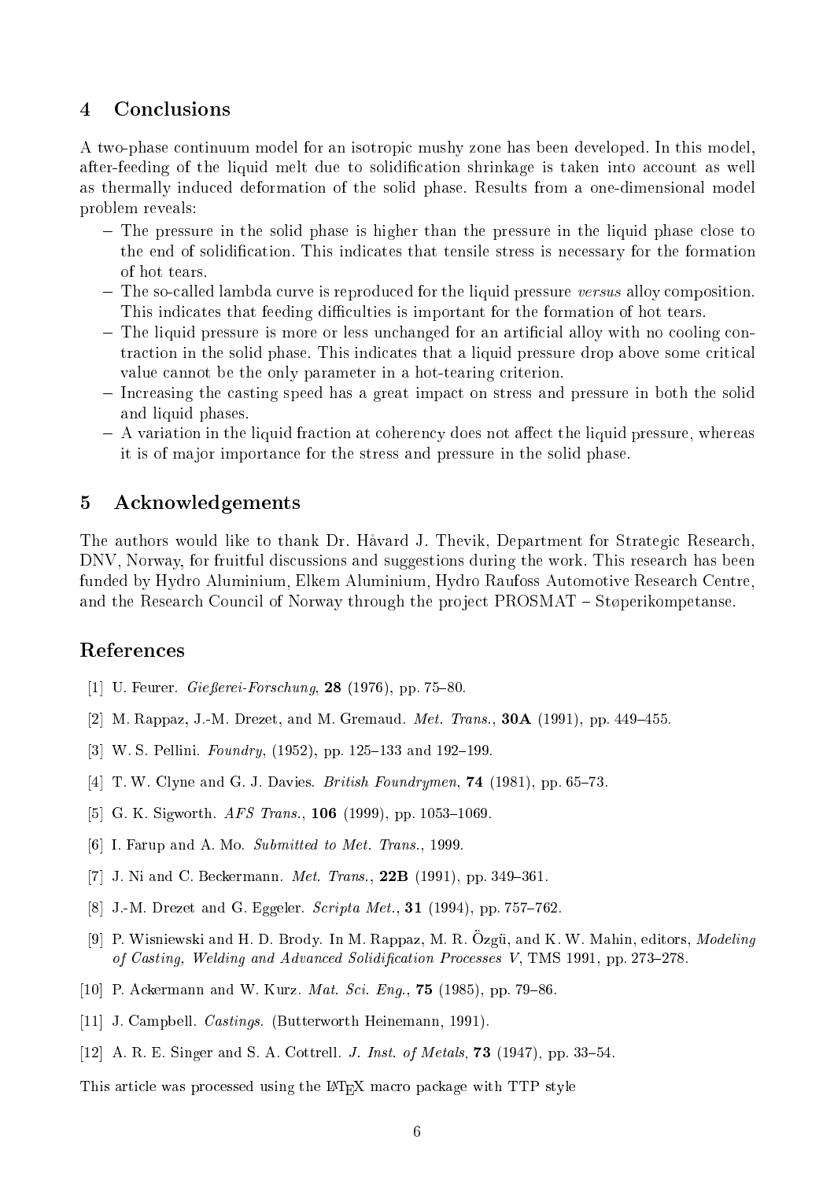## 4 Conclusions

A two-phase continuum model for an isotropic mushy zone has been developed. In this model, after-feeding of the liquid melt due to solidification shrinkage is taken into account as well as thermally induced deformation of the solid phase. Results from a one-dimensional model problem reveals:

- The pressure in the solid phase is higher than the pressure in the liquid phase close to the end of solidification. This indicates that tensile stress is necessary for the formation of hot tears.
- The so-called lambda curve is reproduced for the liquid pressure *versus* alloy composition. This indicates that feeding difficulties is important for the formation of hot tears.
- The liquid pressure is more or less unchanged for an artificial alloy with no cooling contraction in the solid phase. This indicates that a liquid pressure drop above some critical value cannot be the only parameter in a hot-tearing criterion.
- Increasing the casting speed has a great impact on stress and pressure in both the solid and liquid phases.
- A variation in the liquid fraction at coherency does not affect the liquid pressure, whereas it is of major importance for the stress and pressure in the solid phase.

## 5 Acknowledgements

The authors would like to thank Dr. Håvard J. Thevik, Department for Strategic Research, DNV, Norway, for fruitful discussions and suggestions during the work. This research has been funded by Hydro Aluminium, Elkem Aluminium, Hydro Raufoss Automotive Research Centre, and the Research Council of Norway through the project PROSMAT – Støperikompetanse.

## References

[1] U. Feurer. *Gießerei-Forschung*, **28** (1976), pp. 75–80.

[2] M. Rappaz, J.-M. Drezet, and M. Gremaud. *Met. Trans.*, **30A** (1991), pp. 449–455.

[3] W. S. Pellini. *Foundry*, (1952), pp. 125–133 and 192–199.

[4] T. W. Clyne and G. J. Davies. *British Foundrymen*, **74** (1981), pp. 65–73.

[5] G. K. Sigworth. *AFS Trans.*, **106** (1999), pp. 1053–1069.

[6] I. Farup and A. Mo. *Submitted to Met. Trans.*, 1999.

[7] J. Ni and C. Beckermann. *Met. Trans.*, **22B** (1991), pp. 349–361.

[8] J.-M. Drezet and G. Eggeler. *Scripta Met.*, **31** (1994), pp. 757–762.

[9] P. Wisniewski and H. D. Brody. In M. Rappaz, M. R. Özgü, and K. W. Mahin, editors, *Modeling of Casting, Welding and Advanced Solidification Processes V*, TMS 1991, pp. 273–278.

[10] P. Ackermann and W. Kurz. *Mat. Sci. Eng.*, **75** (1985), pp. 79–86.

[11] J. Campbell. *Castings*. (Butterworth Heinemann, 1991).

[12] A. R. E. Singer and S. A. Cottrell. *J. Inst. of Metals*, **73** (1947), pp. 33–54.

This article was processed using the LaTeX macro package with TTP style